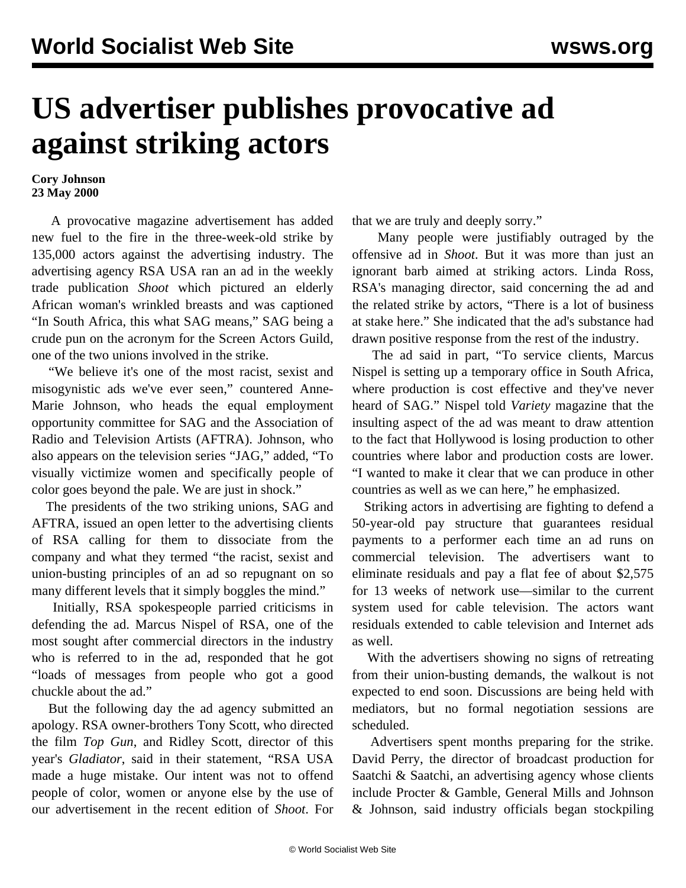# US advertiser publishes provocative ad against striking actors

**Cory Johnson**
**23 May 2000**

A provocative magazine advertisement has added new fuel to the fire in the three-week-old strike by 135,000 actors against the advertising industry. The advertising agency RSA USA ran an ad in the weekly trade publication *Shoot* which pictured an elderly African woman's wrinkled breasts and was captioned "In South Africa, this what SAG means," SAG being a crude pun on the acronym for the Screen Actors Guild, one of the two unions involved in the strike.

"We believe it's one of the most racist, sexist and misogynistic ads we've ever seen," countered Anne-Marie Johnson, who heads the equal employment opportunity committee for SAG and the Association of Radio and Television Artists (AFTRA). Johnson, who also appears on the television series "JAG," added, "To visually victimize women and specifically people of color goes beyond the pale. We are just in shock."

The presidents of the two striking unions, SAG and AFTRA, issued an open letter to the advertising clients of RSA calling for them to dissociate from the company and what they termed "the racist, sexist and union-busting principles of an ad so repugnant on so many different levels that it simply boggles the mind."

Initially, RSA spokespeople parried criticisms in defending the ad. Marcus Nispel of RSA, one of the most sought after commercial directors in the industry who is referred to in the ad, responded that he got "loads of messages from people who got a good chuckle about the ad."

But the following day the ad agency submitted an apology. RSA owner-brothers Tony Scott, who directed the film *Top Gun*, and Ridley Scott, director of this year's *Gladiator*, said in their statement, "RSA USA made a huge mistake. Our intent was not to offend people of color, women or anyone else by the use of our advertisement in the recent edition of *Shoot*. For that we are truly and deeply sorry."

Many people were justifiably outraged by the offensive ad in *Shoot*. But it was more than just an ignorant barb aimed at striking actors. Linda Ross, RSA's managing director, said concerning the ad and the related strike by actors, "There is a lot of business at stake here." She indicated that the ad's substance had drawn positive response from the rest of the industry.

The ad said in part, "To service clients, Marcus Nispel is setting up a temporary office in South Africa, where production is cost effective and they've never heard of SAG." Nispel told *Variety* magazine that the insulting aspect of the ad was meant to draw attention to the fact that Hollywood is losing production to other countries where labor and production costs are lower. "I wanted to make it clear that we can produce in other countries as well as we can here," he emphasized.

Striking actors in advertising are fighting to defend a 50-year-old pay structure that guarantees residual payments to a performer each time an ad runs on commercial television. The advertisers want to eliminate residuals and pay a flat fee of about $2,575 for 13 weeks of network use—similar to the current system used for cable television. The actors want residuals extended to cable television and Internet ads as well.

With the advertisers showing no signs of retreating from their union-busting demands, the walkout is not expected to end soon. Discussions are being held with mediators, but no formal negotiation sessions are scheduled.

Advertisers spent months preparing for the strike. David Perry, the director of broadcast production for Saatchi & Saatchi, an advertising agency whose clients include Procter & Gamble, General Mills and Johnson & Johnson, said industry officials began stockpiling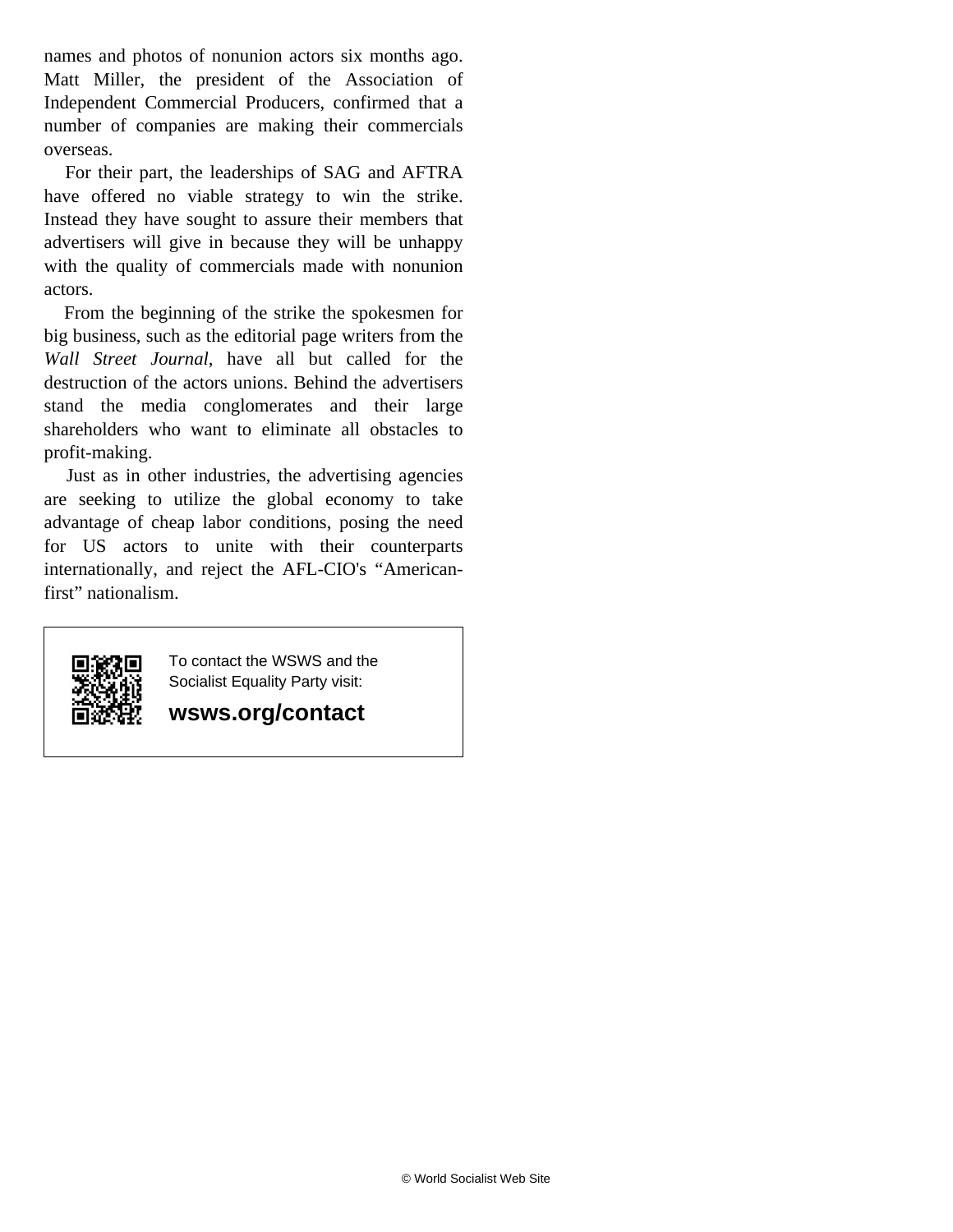names and photos of nonunion actors six months ago. Matt Miller, the president of the Association of Independent Commercial Producers, confirmed that a number of companies are making their commercials overseas.

For their part, the leaderships of SAG and AFTRA have offered no viable strategy to win the strike. Instead they have sought to assure their members that advertisers will give in because they will be unhappy with the quality of commercials made with nonunion actors.

From the beginning of the strike the spokesmen for big business, such as the editorial page writers from the *Wall Street Journal*, have all but called for the destruction of the actors unions. Behind the advertisers stand the media conglomerates and their large shareholders who want to eliminate all obstacles to profit-making.

Just as in other industries, the advertising agencies are seeking to utilize the global economy to take advantage of cheap labor conditions, posing the need for US actors to unite with their counterparts internationally, and reject the AFL-CIO's “American-first” nationalism.

To contact the WSWS and the Socialist Equality Party visit:

**wsws.org/contact**